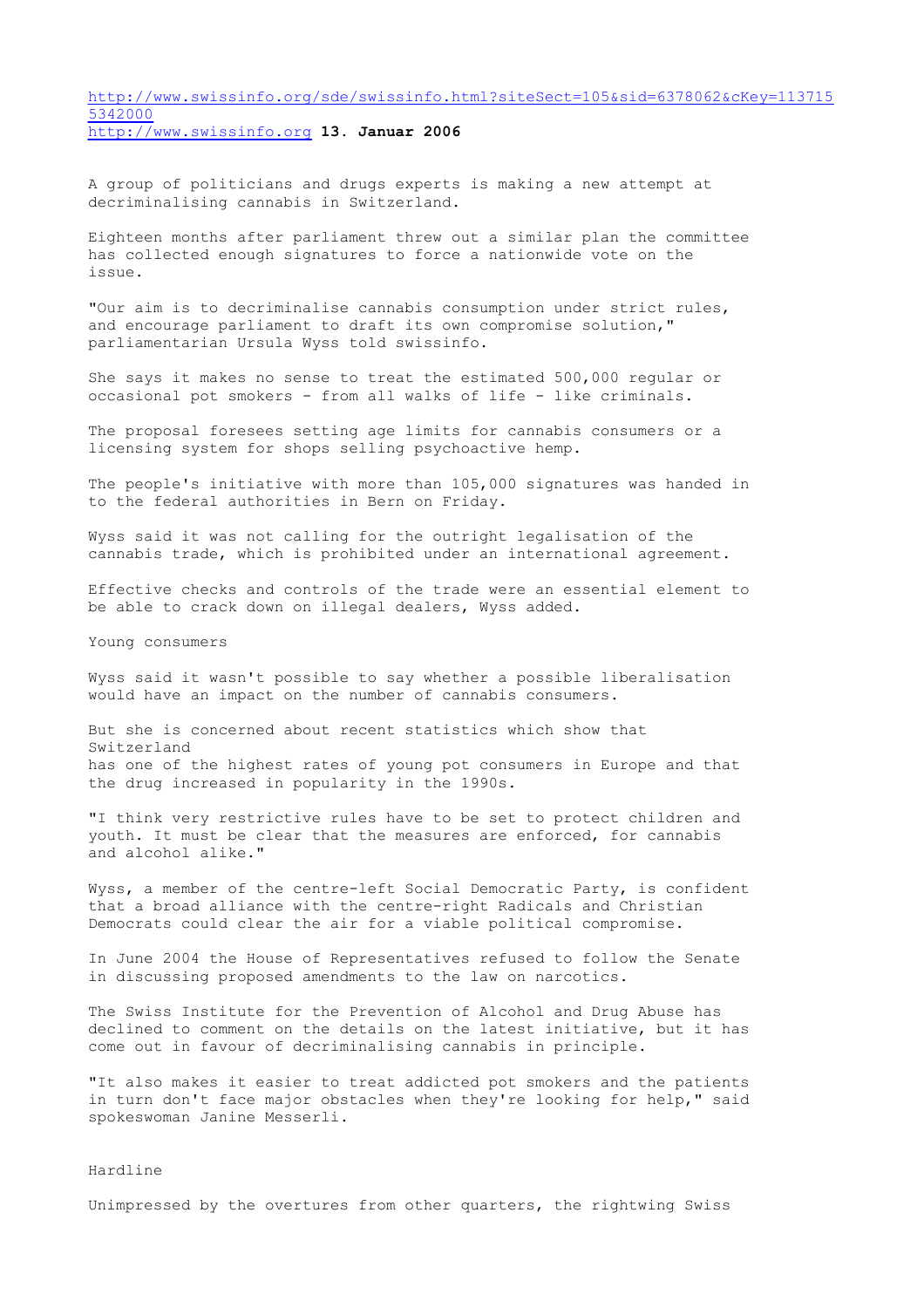http://www.swissinfo.org/sde/swissinfo.html?siteSect=105&sid=6378062&cKey=1137155342000
http://www.swissinfo.org **13. Januar 2006**

A group of politicians and drugs experts is making a new attempt at decriminalising cannabis in Switzerland.

Eighteen months after parliament threw out a similar plan the committee has collected enough signatures to force a nationwide vote on the issue.

"Our aim is to decriminalise cannabis consumption under strict rules, and encourage parliament to draft its own compromise solution," parliamentarian Ursula Wyss told swissinfo.

She says it makes no sense to treat the estimated 500,000 regular or occasional pot smokers - from all walks of life - like criminals.

The proposal foresees setting age limits for cannabis consumers or a licensing system for shops selling psychoactive hemp.

The people's initiative with more than 105,000 signatures was handed in to the federal authorities in Bern on Friday.

Wyss said it was not calling for the outright legalisation of the cannabis trade, which is prohibited under an international agreement.

Effective checks and controls of the trade were an essential element to be able to crack down on illegal dealers, Wyss added.

Young consumers

Wyss said it wasn't possible to say whether a possible liberalisation would have an impact on the number of cannabis consumers.

But she is concerned about recent statistics which show that Switzerland has one of the highest rates of young pot consumers in Europe and that the drug increased in popularity in the 1990s.

"I think very restrictive rules have to be set to protect children and youth. It must be clear that the measures are enforced, for cannabis and alcohol alike."

Wyss, a member of the centre-left Social Democratic Party, is confident that a broad alliance with the centre-right Radicals and Christian Democrats could clear the air for a viable political compromise.

In June 2004 the House of Representatives refused to follow the Senate in discussing proposed amendments to the law on narcotics.

The Swiss Institute for the Prevention of Alcohol and Drug Abuse has declined to comment on the details on the latest initiative, but it has come out in favour of decriminalising cannabis in principle.

"It also makes it easier to treat addicted pot smokers and the patients in turn don't face major obstacles when they're looking for help," said spokeswoman Janine Messerli.

Hardline

Unimpressed by the overtures from other quarters, the rightwing Swiss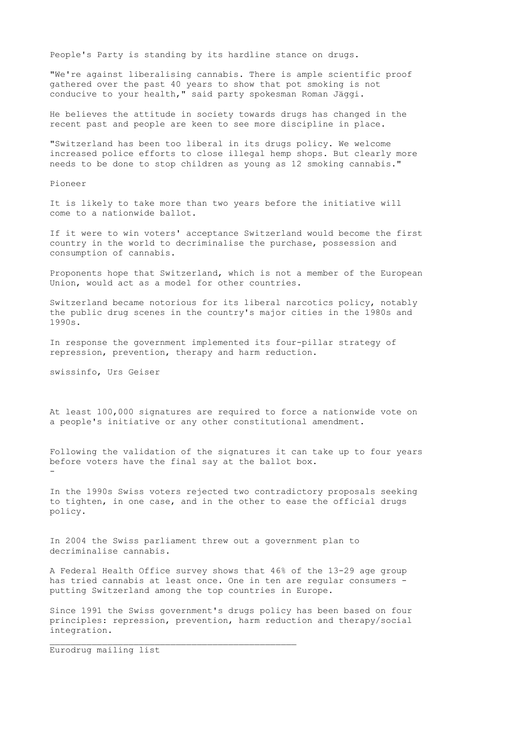People's Party is standing by its hardline stance on drugs.

"We're against liberalising cannabis. There is ample scientific proof gathered over the past 40 years to show that pot smoking is not conducive to your health," said party spokesman Roman Jäggi.

He believes the attitude in society towards drugs has changed in the recent past and people are keen to see more discipline in place.

"Switzerland has been too liberal in its drugs policy. We welcome increased police efforts to close illegal hemp shops. But clearly more needs to be done to stop children as young as 12 smoking cannabis."

## Pioneer

It is likely to take more than two years before the initiative will come to a nationwide ballot.

If it were to win voters' acceptance Switzerland would become the first country in the world to decriminalise the purchase, possession and consumption of cannabis.

Proponents hope that Switzerland, which is not a member of the European Union, would act as a model for other countries.

Switzerland became notorious for its liberal narcotics policy, notably the public drug scenes in the country's major cities in the 1980s and 1990s.

In response the government implemented its four-pillar strategy of repression, prevention, therapy and harm reduction.

swissinfo, Urs Geiser

At least 100,000 signatures are required to force a nationwide vote on a people's initiative or any other constitutional amendment.

Following the validation of the signatures it can take up to four years before voters have the final say at the ballot box.
-

In the 1990s Swiss voters rejected two contradictory proposals seeking to tighten, in one case, and in the other to ease the official drugs policy.

In 2004 the Swiss parliament threw out a government plan to decriminalise cannabis.

A Federal Health Office survey shows that 46% of the 13-29 age group has tried cannabis at least once. One in ten are regular consumers - putting Switzerland among the top countries in Europe.

Since 1991 the Swiss government's drugs policy has been based on four principles: repression, prevention, harm reduction and therapy/social integration.

_______________________________________________
Eurodrug mailing list